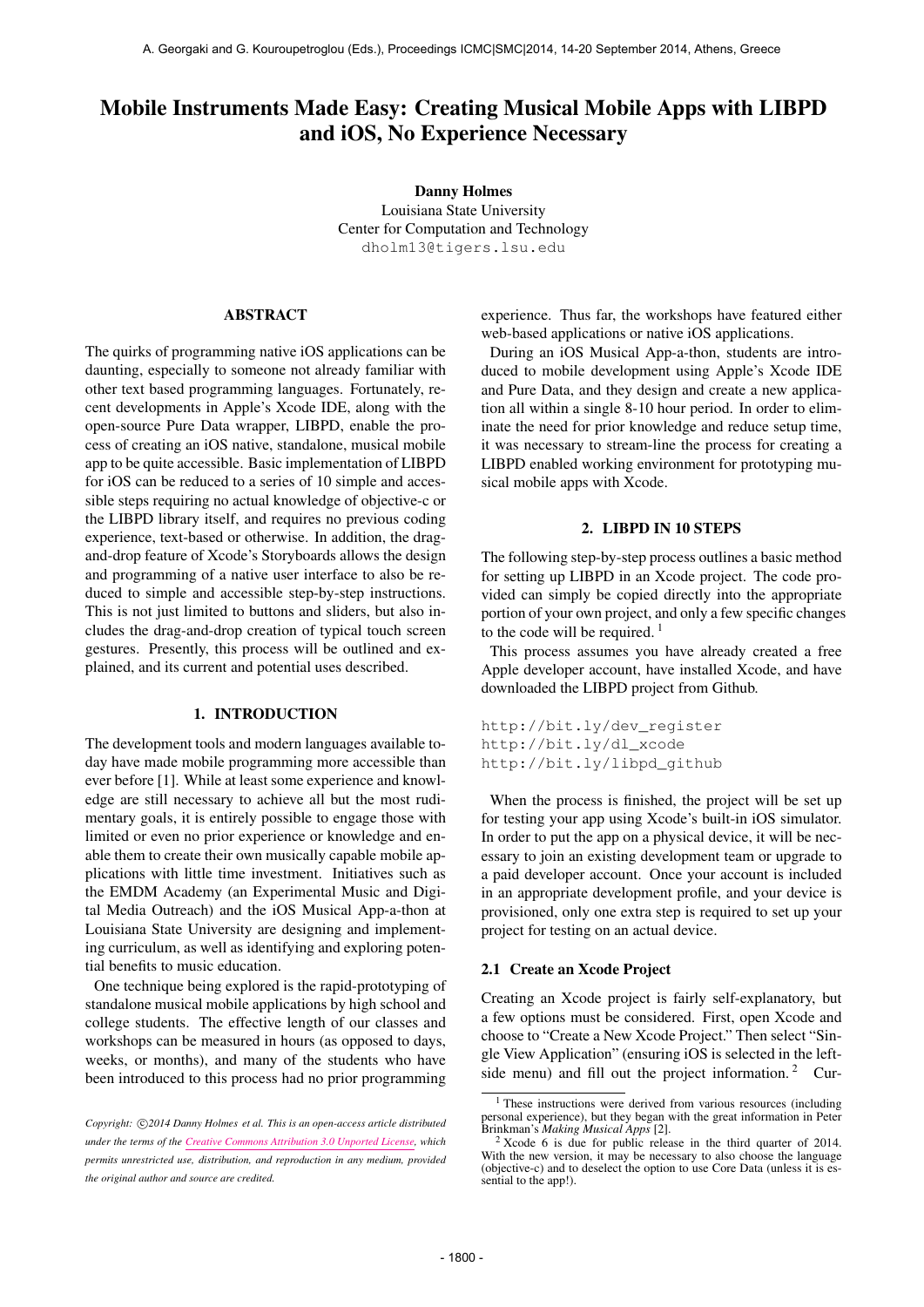# Mobile Instruments Made Easy: Creating Musical Mobile Apps with LIBPD and iOS, No Experience Necessary

**Danny Holmes**
Louisiana State University
Center for Computation and Technology
dholm13@tigers.lsu.edu

## ABSTRACT

The quirks of programming native iOS applications can be daunting, especially to someone not already familiar with other text based programming languages. Fortunately, recent developments in Apple's Xcode IDE, along with the open-source Pure Data wrapper, LIBPD, enable the process of creating an iOS native, standalone, musical mobile app to be quite accessible. Basic implementation of LIBPD for iOS can be reduced to a series of 10 simple and accessible steps requiring no actual knowledge of objective-c or the LIBPD library itself, and requires no previous coding experience, text-based or otherwise. In addition, the drag-and-drop feature of Xcode's Storyboards allows the design and programming of a native user interface to also be reduced to simple and accessible step-by-step instructions. This is not just limited to buttons and sliders, but also includes the drag-and-drop creation of typical touch screen gestures. Presently, this process will be outlined and explained, and its current and potential uses described.

## 1. INTRODUCTION

The development tools and modern languages available today have made mobile programming more accessible than ever before [1]. While at least some experience and knowledge are still necessary to achieve all but the most rudimentary goals, it is entirely possible to engage those with limited or even no prior experience or knowledge and enable them to create their own musically capable mobile applications with little time investment. Initiatives such as the EMDM Academy (an Experimental Music and Digital Media Outreach) and the iOS Musical App-a-thon at Louisiana State University are designing and implementing curriculum, as well as identifying and exploring potential benefits to music education.

One technique being explored is the rapid-prototyping of standalone musical mobile applications by high school and college students. The effective length of our classes and workshops can be measured in hours (as opposed to days, weeks, or months), and many of the students who have been introduced to this process had no prior programming experience. Thus far, the workshops have featured either web-based applications or native iOS applications.

During an iOS Musical App-a-thon, students are introduced to mobile development using Apple's Xcode IDE and Pure Data, and they design and create a new application all within a single 8-10 hour period. In order to eliminate the need for prior knowledge and reduce setup time, it was necessary to stream-line the process for creating a LIBPD enabled working environment for prototyping musical mobile apps with Xcode.

## 2. LIBPD IN 10 STEPS

The following step-by-step process outlines a basic method for setting up LIBPD in an Xcode project. The code provided can simply be copied directly into the appropriate portion of your own project, and only a few specific changes to the code will be required. [1]

This process assumes you have already created a free Apple developer account, have installed Xcode, and have downloaded the LIBPD project from Github.

```
http://bit.ly/dev_register
http://bit.ly/dl_xcode
http://bit.ly/libpd_github
```

When the process is finished, the project will be set up for testing your app using Xcode's built-in iOS simulator. In order to put the app on a physical device, it will be necessary to join an existing development team or upgrade to a paid developer account. Once your account is included in an appropriate development profile, and your device is provisioned, only one extra step is required to set up your project for testing on an actual device.

### 2.1 Create an Xcode Project

Creating an Xcode project is fairly self-explanatory, but a few options must be considered. First, open Xcode and choose to "Create a New Xcode Project." Then select "Single View Application" (ensuring iOS is selected in the left-side menu) and fill out the project information. [2] Cur-

---

[1] These instructions were derived from various resources (including personal experience), but they began with the great information in Peter Brinkman's *Making Musical Apps* [2].

[2] Xcode 6 is due for public release in the third quarter of 2014. With the new version, it may be necessary to also choose the language (objective-c) and to deselect the option to use Core Data (unless it is essential to the app!).

*Copyright: ©2014 Danny Holmes et al. This is an open-access article distributed under the terms of the Creative Commons Attribution 3.0 Unported License, which permits unrestricted use, distribution, and reproduction in any medium, provided the original author and source are credited.*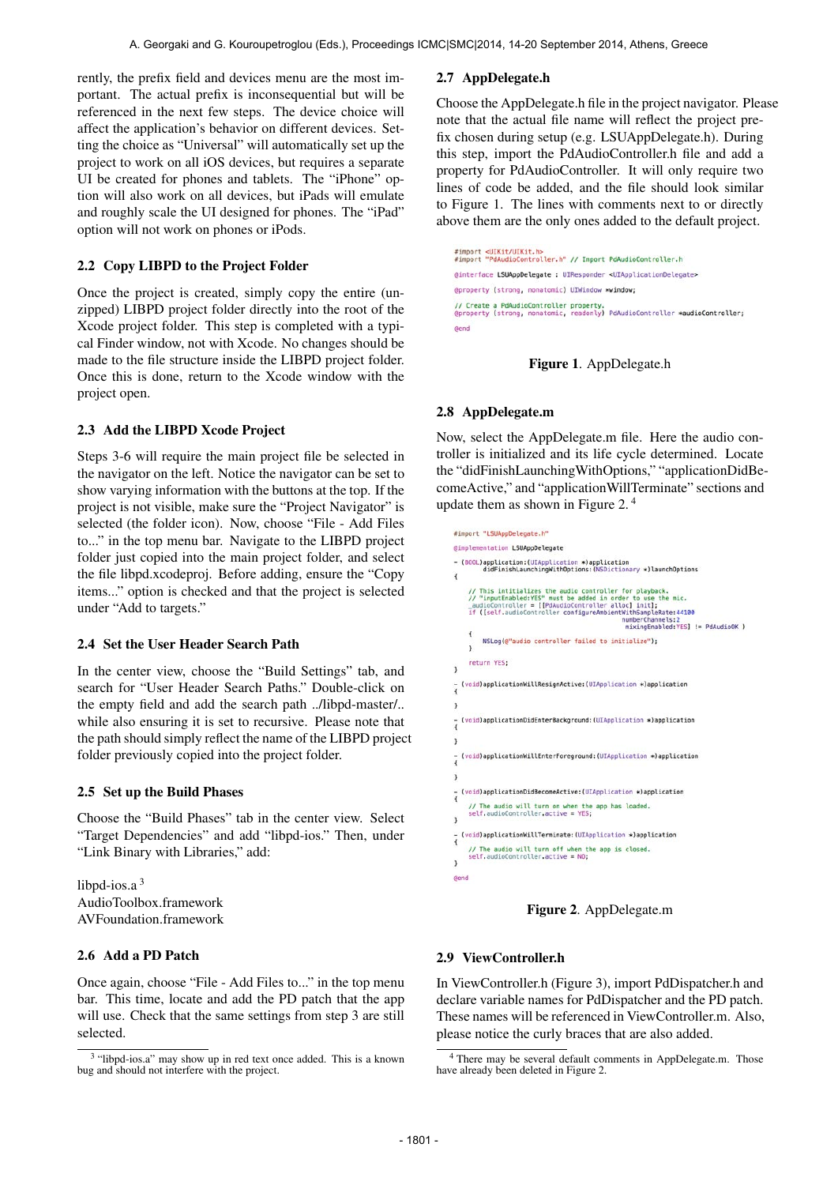rently, the prefix field and devices menu are the most important. The actual prefix is inconsequential but will be referenced in the next few steps. The device choice will affect the application's behavior on different devices. Setting the choice as "Universal" will automatically set up the project to work on all iOS devices, but requires a separate UI be created for phones and tablets. The "iPhone" option will also work on all devices, but iPads will emulate and roughly scale the UI designed for phones. The "iPad" option will not work on phones or iPods.

### 2.2 Copy LIBPD to the Project Folder

Once the project is created, simply copy the entire (unzipped) LIBPD project folder directly into the root of the Xcode project folder. This step is completed with a typical Finder window, not with Xcode. No changes should be made to the file structure inside the LIBPD project folder. Once this is done, return to the Xcode window with the project open.

### 2.3 Add the LIBPD Xcode Project

Steps 3-6 will require the main project file be selected in the navigator on the left. Notice the navigator can be set to show varying information with the buttons at the top. If the project is not visible, make sure the "Project Navigator" is selected (the folder icon). Now, choose "File - Add Files to..." in the top menu bar. Navigate to the LIBPD project folder just copied into the main project folder, and select the file libpd.xcodeproj. Before adding, ensure the "Copy items..." option is checked and that the project is selected under "Add to targets."

### 2.4 Set the User Header Search Path

In the center view, choose the "Build Settings" tab, and search for "User Header Search Paths." Double-click on the empty field and add the search path ../libpd-master/.. while also ensuring it is set to recursive. Please note that the path should simply reflect the name of the LIBPD project folder previously copied into the project folder.

### 2.5 Set up the Build Phases

Choose the "Build Phases" tab in the center view. Select "Target Dependencies" and add "libpd-ios." Then, under "Link Binary with Libraries," add:

libpd-ios.a [3]
AudioToolbox.framework
AVFoundation.framework

### 2.6 Add a PD Patch

Once again, choose "File - Add Files to..." in the top menu bar. This time, locate and add the PD patch that the app will use. Check that the same settings from step 3 are still selected.

[3] "libpd-ios.a" may show up in red text once added. This is a known bug and should not interfere with the project.

### 2.7 AppDelegate.h

Choose the AppDelegate.h file in the project navigator. Please note that the actual file name will reflect the project prefix chosen during setup (e.g. LSUAppDelegate.h). During this step, import the PdAudioController.h file and add a property for PdAudioController. It will only require two lines of code be added, and the file should look similar to Figure 1. The lines with comments next to or directly above them are the only ones added to the default project.

```
#import <UIKit/UIKit.h>
#import "PdAudioController.h" // Import PdAudioController.h

@interface LSUAppDelegate : UIResponder <UIApplicationDelegate>

@property (strong, nonatomic) UIWindow *window;

// Create a PdAudioController property.
@property (strong, nonatomic, readonly) PdAudioController *audioController;

@end
```

**Figure 1**. AppDelegate.h

### 2.8 AppDelegate.m

Now, select the AppDelegate.m file. Here the audio controller is initialized and its life cycle determined. Locate the "didFinishLaunchingWithOptions," "applicationDidBecomeActive," and "applicationWillTerminate" sections and update them as shown in Figure 2. [4]

```
#import "LSUAppDelegate.h"

@implementation LSUAppDelegate

- (BOOL)application:(UIApplication *)application
        didFinishLaunchingWithOptions:(NSDictionary *)launchOptions
{

    // This initializes the audio controller for playback.
    // "inputEnabled:YES" must be added in order to use the mic.
    _audioController = [[PdAudioController alloc] init];
    if ([self.audioController configureAmbientWithSampleRate:44100
                                                numberChannels:2
                                                mixingEnabled:YES] != PdAudioOK )
    {
        NSLog(@"audio controller failed to initialize");
    }

    return YES;
}

- (void)applicationWillResignActive:(UIApplication *)application
{

}

- (void)applicationDidEnterBackground:(UIApplication *)application
{

}

- (void)applicationWillEnterForeground:(UIApplication *)application
{

}

- (void)applicationDidBecomeActive:(UIApplication *)application
{
    // The audio will turn on when the app has loaded.
    self.audioController.active = YES;
}

- (void)applicationWillTerminate:(UIApplication *)application
{
    // The audio will turn off when the app is closed.
    self.audioController.active = NO;
}

@end
```

**Figure 2**. AppDelegate.m

### 2.9 ViewController.h

In ViewController.h (Figure 3), import PdDispatcher.h and declare variable names for PdDispatcher and the PD patch. These names will be referenced in ViewController.m. Also, please notice the curly braces that are also added.

[4] There may be several default comments in AppDelegate.m. Those have already been deleted in Figure 2.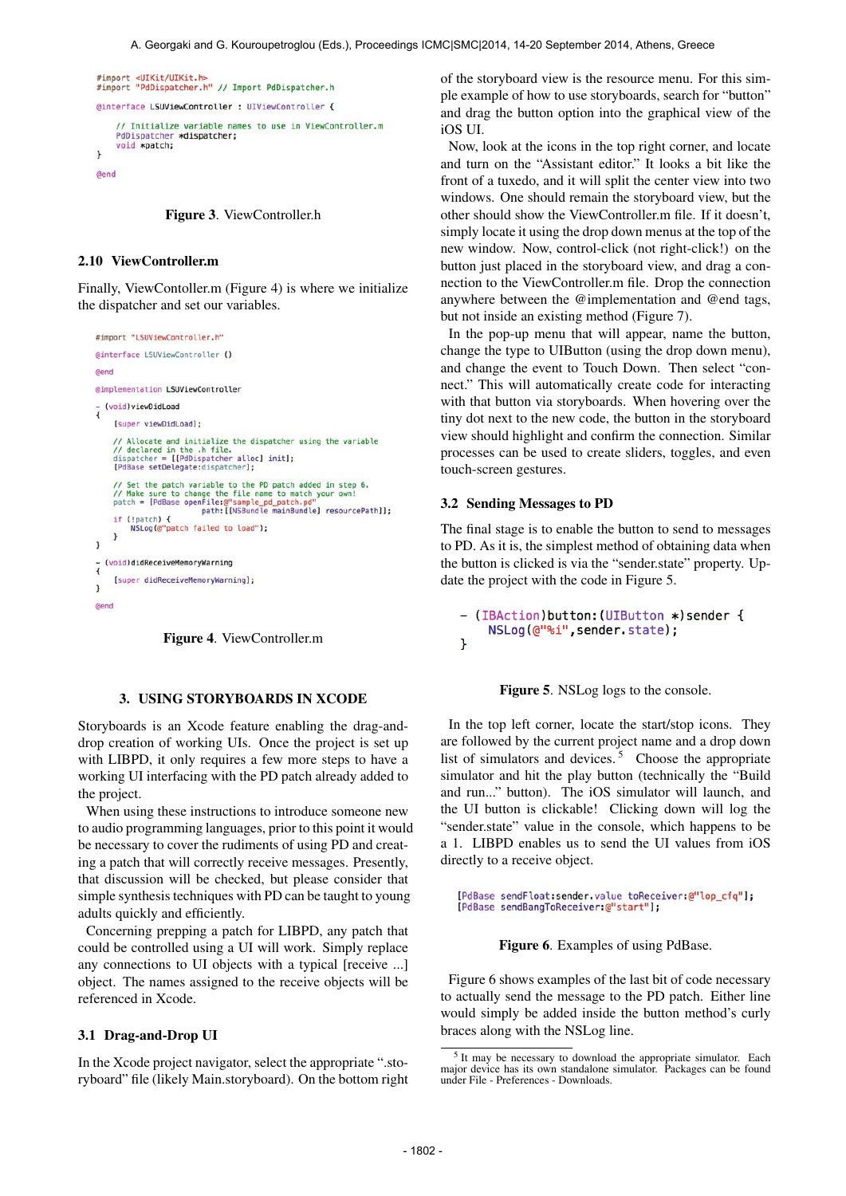```
#import <UIKit/UIKit.h>
#import "PdDispatcher.h" // Import PdDispatcher.h

@interface LSUViewController : UIViewController {

    // Initialize variable names to use in ViewController.m
    PdDispatcher *dispatcher;
    void *patch;
}

@end
```

**Figure 3**. ViewController.h

### 2.10 ViewController.m

Finally, ViewContoller.m (Figure 4) is where we initialize the dispatcher and set our variables.

```
#import "LSUViewController.h"

@interface LSUViewController ()

@end

@implementation LSUViewController

- (void)viewDidLoad
{
    [super viewDidLoad];

    // Allocate and initialize the dispatcher using the variable
    // declared in the .h file.
    dispatcher = [[PdDispatcher alloc] init];
    [PdBase setDelegate:dispatcher];

    // Set the patch variable to the PD patch added in step 6.
    // Make sure to change the file name to match your own!
    patch = [PdBase openFile:@"sample_pd_patch.pd"
                        path:[[NSBundle mainBundle] resourcePath]];
    if (!patch) {
        NSLog(@"patch failed to load");
    }
}

- (void)didReceiveMemoryWarning
{
    [super didReceiveMemoryWarning];
}

@end
```

**Figure 4**. ViewController.m

## 3. USING STORYBOARDS IN XCODE

Storyboards is an Xcode feature enabling the drag-and-drop creation of working UIs. Once the project is set up with LIBPD, it only requires a few more steps to have a working UI interfacing with the PD patch already added to the project.

When using these instructions to introduce someone new to audio programming languages, prior to this point it would be necessary to cover the rudiments of using PD and creating a patch that will correctly receive messages. Presently, that discussion will be checked, but please consider that simple synthesis techniques with PD can be taught to young adults quickly and efficiently.

Concerning prepping a patch for LIBPD, any patch that could be controlled using a UI will work. Simply replace any connections to UI objects with a typical [receive ...] object. The names assigned to the receive objects will be referenced in Xcode.

### 3.1 Drag-and-Drop UI

In the Xcode project navigator, select the appropriate ".storyboard" file (likely Main.storyboard). On the bottom right of the storyboard view is the resource menu. For this simple example of how to use storyboards, search for "button" and drag the button option into the graphical view of the iOS UI.

Now, look at the icons in the top right corner, and locate and turn on the "Assistant editor." It looks a bit like the front of a tuxedo, and it will split the center view into two windows. One should remain the storyboard view, but the other should show the ViewController.m file. If it doesn't, simply locate it using the drop down menus at the top of the new window. Now, control-click (not right-click!) on the button just placed in the storyboard view, and drag a connection to the ViewController.m file. Drop the connection anywhere between the @implementation and @end tags, but not inside an existing method (Figure 7).

In the pop-up menu that will appear, name the button, change the type to UIButton (using the drop down menu), and change the event to Touch Down. Then select "connect." This will automatically create code for interacting with that button via storyboards. When hovering over the tiny dot next to the new code, the button in the storyboard view should highlight and confirm the connection. Similar processes can be used to create sliders, toggles, and even touch-screen gestures.

### 3.2 Sending Messages to PD

The final stage is to enable the button to send to messages to PD. As it is, the simplest method of obtaining data when the button is clicked is via the "sender.state" property. Update the project with the code in Figure 5.

```
- (IBAction)button:(UIButton *)sender {
    NSLog(@"%i",sender.state);
}
```

**Figure 5**. NSLog logs to the console.

In the top left corner, locate the start/stop icons. They are followed by the current project name and a drop down list of simulators and devices.[5] Choose the appropriate simulator and hit the play button (technically the "Build and run..." button). The iOS simulator will launch, and the UI button is clickable! Clicking down will log the "sender.state" value in the console, which happens to be a 1. LIBPD enables us to send the UI values from iOS directly to a receive object.

```
[PdBase sendFloat:sender.value toReceiver:@"lop_cfq"];
[PdBase sendBangToReceiver:@"start"];
```

**Figure 6**. Examples of using PdBase.

Figure 6 shows examples of the last bit of code necessary to actually send the message to the PD patch. Either line would simply be added inside the button method's curly braces along with the NSLog line.

[5] It may be necessary to download the appropriate simulator. Each major device has its own standalone simulator. Packages can be found under File - Preferences - Downloads.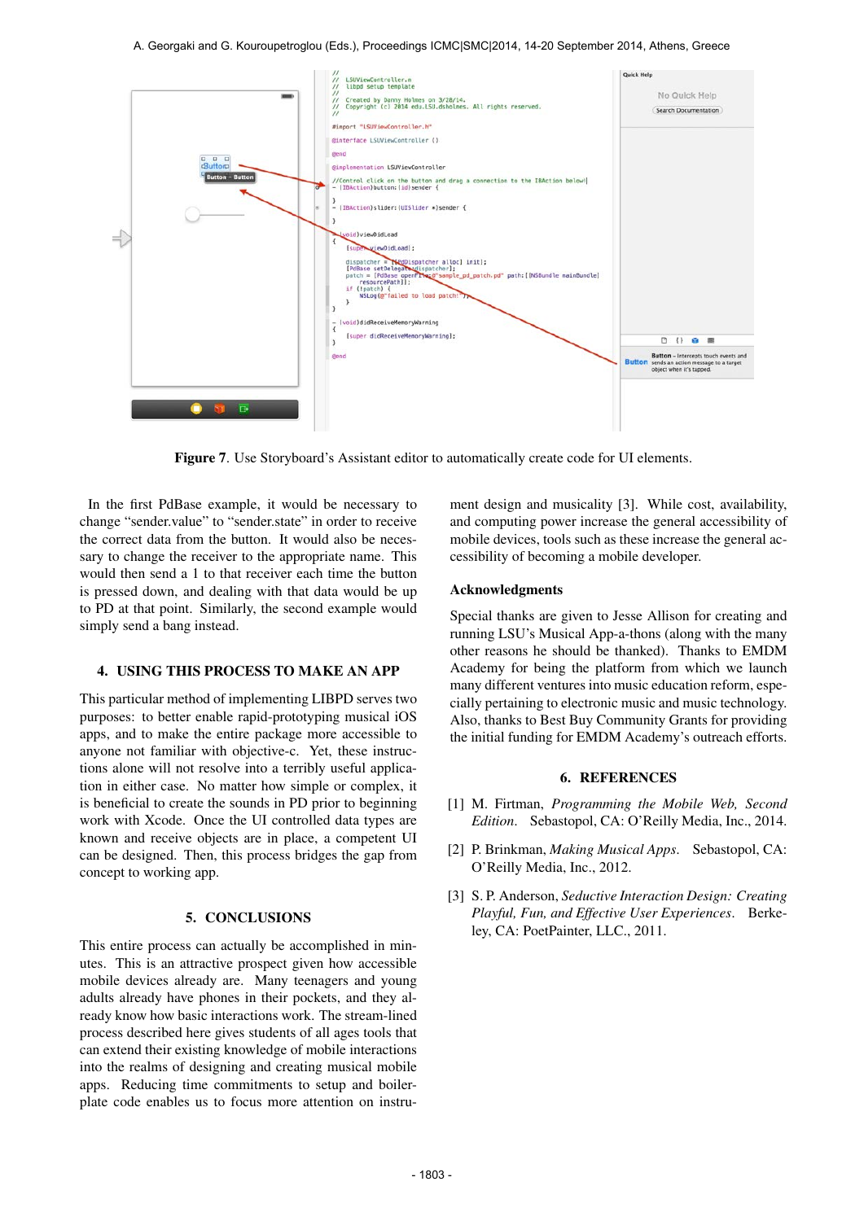Figure 7. Use Storyboard's Assistant editor to automatically create code for UI elements.

In the first PdBase example, it would be necessary to change "sender.value" to "sender.state" in order to receive the correct data from the button. It would also be necessary to change the receiver to the appropriate name. This would then send a 1 to that receiver each time the button is pressed down, and dealing with that data would be up to PD at that point. Similarly, the second example would simply send a bang instead.

## 4. USING THIS PROCESS TO MAKE AN APP

This particular method of implementing LIBPD serves two purposes: to better enable rapid-prototyping musical iOS apps, and to make the entire package more accessible to anyone not familiar with objective-c. Yet, these instructions alone will not resolve into a terribly useful application in either case. No matter how simple or complex, it is beneficial to create the sounds in PD prior to beginning work with Xcode. Once the UI controlled data types are known and receive objects are in place, a competent UI can be designed. Then, this process bridges the gap from concept to working app.

## 5. CONCLUSIONS

This entire process can actually be accomplished in minutes. This is an attractive prospect given how accessible mobile devices already are. Many teenagers and young adults already have phones in their pockets, and they already know how basic interactions work. The stream-lined process described here gives students of all ages tools that can extend their existing knowledge of mobile interactions into the realms of designing and creating musical mobile apps. Reducing time commitments to setup and boilerplate code enables us to focus more attention on instrument design and musicality [3]. While cost, availability, and computing power increase the general accessibility of mobile devices, tools such as these increase the general accessibility of becoming a mobile developer.

### Acknowledgments

Special thanks are given to Jesse Allison for creating and running LSU's Musical App-a-thons (along with the many other reasons he should be thanked). Thanks to EMDM Academy for being the platform from which we launch many different ventures into music education reform, especially pertaining to electronic music and music technology. Also, thanks to Best Buy Community Grants for providing the initial funding for EMDM Academy's outreach efforts.

## 6. REFERENCES

[1] M. Firtman, *Programming the Mobile Web, Second Edition*. Sebastopol, CA: O'Reilly Media, Inc., 2014.

[2] P. Brinkman, *Making Musical Apps*. Sebastopol, CA: O'Reilly Media, Inc., 2012.

[3] S. P. Anderson, *Seductive Interaction Design: Creating Playful, Fun, and Effective User Experiences*. Berkeley, CA: PoetPainter, LLC., 2011.